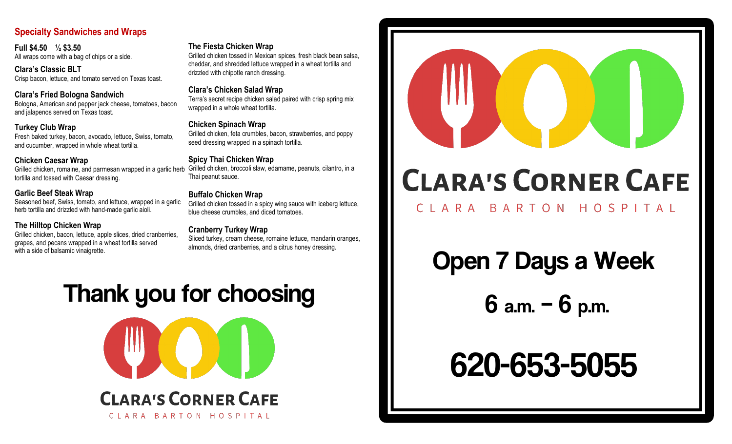## Specialty Sandwiches and Wraps

**Full $4.50 ½ $3.50**
All wraps come with a bag of chips or a side.

**Clara's Classic BLT**
Crisp bacon, lettuce, and tomato served on Texas toast.

**Clara's Fried Bologna Sandwich**
Bologna, American and pepper jack cheese, tomatoes, bacon and jalapenos served on Texas toast.

**Turkey Club Wrap**
Fresh baked turkey, bacon, avocado, lettuce, Swiss, tomato, and cucumber, wrapped in whole wheat tortilla.

**Chicken Caesar Wrap**
Grilled chicken, romaine, and parmesan wrapped in a garlic herb tortilla and tossed with Caesar dressing.

**Garlic Beef Steak Wrap**
Seasoned beef, Swiss, tomato, and lettuce, wrapped in a garlic herb tortilla and drizzled with hand-made garlic aioli.

**The Hilltop Chicken Wrap**
Grilled chicken, bacon, lettuce, apple slices, dried cranberries, grapes, and pecans wrapped in a wheat tortilla served with a side of balsamic vinaigrette.

**The Fiesta Chicken Wrap**
Grilled chicken tossed in Mexican spices, fresh black bean salsa, cheddar, and shredded lettuce wrapped in a wheat tortilla and drizzled with chipotle ranch dressing.

**Clara's Chicken Salad Wrap**
Terra's secret recipe chicken salad paired with crisp spring mix wrapped in a whole wheat tortilla.

**Chicken Spinach Wrap**
Grilled chicken, feta crumbles, bacon, strawberries, and poppy seed dressing wrapped in a spinach tortilla.

**Spicy Thai Chicken Wrap**
Grilled chicken, broccoli slaw, edamame, peanuts, cilantro, in a Thai peanut sauce.

**Buffalo Chicken Wrap**
Grilled chicken tossed in a spicy wing sauce with iceberg lettuce, blue cheese crumbles, and diced tomatoes.

**Cranberry Turkey Wrap**
Sliced turkey, cream cheese, romaine lettuce, mandarin oranges, almonds, dried cranberries, and a citrus honey dressing.

# Thank you for choosing

**CLARA'S CORNER CAFE**
CLARA BARTON HOSPITAL

**CLARA'S CORNER CAFE**
CLARA BARTON HOSPITAL

# Open 7 Days a Week

## 6 a.m. – 6 p.m.

# 620-653-5055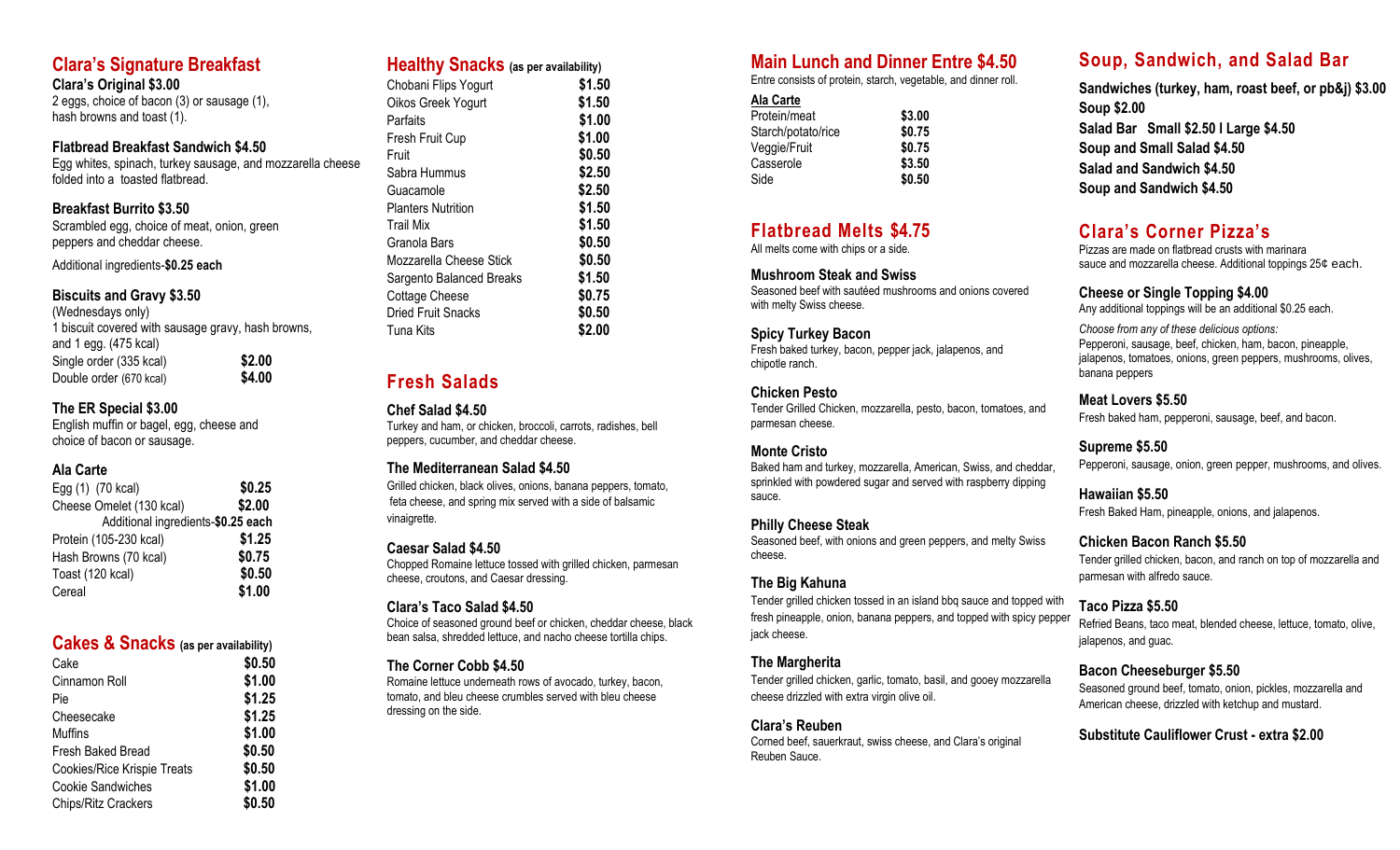## Clara's Signature Breakfast

**Clara's Original $3.00**
2 eggs, choice of bacon (3) or sausage (1), hash browns and toast (1).

**Flatbread Breakfast Sandwich $4.50**
Egg whites, spinach, turkey sausage, and mozzarella cheese folded into a toasted flatbread.

**Breakfast Burrito $3.50**
Scrambled egg, choice of meat, onion, green peppers and cheddar cheese.

Additional ingredients-**$0.25 each**

**Biscuits and Gravy $3.50**
(Wednesdays only)
1 biscuit covered with sausage gravy, hash browns, and 1 egg. (475 kcal)

| | |
|---|---|
| Single order (335 kcal) | **$2.00** |
| Double order (670 kcal) | **$4.00** |

**The ER Special $3.00**
English muffin or bagel, egg, cheese and choice of bacon or sausage.

**Ala Carte**

| | |
|---|---|
| Egg (1) (70 kcal) | **$0.25** |
| Cheese Omelet (130 kcal) | **$2.00** |
| Additional ingredients-**$0.25 each** | |
| Protein (105-230 kcal) | **$1.25** |
| Hash Browns (70 kcal) | **$0.75** |
| Toast (120 kcal) | **$0.50** |
| Cereal | **$1.00** |

## Cakes & Snacks (as per availability)

| | |
|---|---|
| Cake | **$0.50** |
| Cinnamon Roll | **$1.00** |
| Pie | **$1.25** |
| Cheesecake | **$1.25** |
| Muffins | **$1.00** |
| Fresh Baked Bread | **$0.50** |
| Cookies/Rice Krispie Treats | **$0.50** |
| Cookie Sandwiches | **$1.00** |
| Chips/Ritz Crackers | **$0.50** |

## Healthy Snacks (as per availability)

| | |
|---|---|
| Chobani Flips Yogurt | **$1.50** |
| Oikos Greek Yogurt | **$1.50** |
| Parfaits | **$1.00** |
| Fresh Fruit Cup | **$1.00** |
| Fruit | **$0.50** |
| Sabra Hummus | **$2.50** |
| Guacamole | **$2.50** |
| Planters Nutrition | **$1.50** |
| Trail Mix | **$1.50** |
| Granola Bars | **$0.50** |
| Mozzarella Cheese Stick | **$0.50** |
| Sargento Balanced Breaks | **$1.50** |
| Cottage Cheese | **$0.75** |
| Dried Fruit Snacks | **$0.50** |
| Tuna Kits | **$2.00** |

## Fresh Salads

**Chef Salad $4.50**
Turkey and ham, or chicken, broccoli, carrots, radishes, bell peppers, cucumber, and cheddar cheese.

**The Mediterranean Salad $4.50**
Grilled chicken, black olives, onions, banana peppers, tomato, feta cheese, and spring mix served with a side of balsamic vinaigrette.

**Caesar Salad $4.50**
Chopped Romaine lettuce tossed with grilled chicken, parmesan cheese, croutons, and Caesar dressing.

**Clara's Taco Salad $4.50**
Choice of seasoned ground beef or chicken, cheddar cheese, black bean salsa, shredded lettuce, and nacho cheese tortilla chips.

**The Corner Cobb $4.50**
Romaine lettuce underneath rows of avocado, turkey, bacon, tomato, and bleu cheese crumbles served with bleu cheese dressing on the side.

## Main Lunch and Dinner Entre $4.50

Entre consists of protein, starch, vegetable, and dinner roll.

**Ala Carte**

| | |
|---|---|
| Protein/meat | **$3.00** |
| Starch/potato/rice | **$0.75** |
| Veggie/Fruit | **$0.75** |
| Casserole | **$3.50** |
| Side | **$0.50** |

## Flatbread Melts $4.75

All melts come with chips or a side.

**Mushroom Steak and Swiss**
Seasoned beef with sautéed mushrooms and onions covered with melty Swiss cheese.

**Spicy Turkey Bacon**
Fresh baked turkey, bacon, pepper jack, jalapenos, and chipotle ranch.

**Chicken Pesto**
Tender Grilled Chicken, mozzarella, pesto, bacon, tomatoes, and parmesan cheese.

**Monte Cristo**
Baked ham and turkey, mozzarella, American, Swiss, and cheddar, sprinkled with powdered sugar and served with raspberry dipping sauce.

**Philly Cheese Steak**
Seasoned beef, with onions and green peppers, and melty Swiss cheese.

**The Big Kahuna**
Tender grilled chicken tossed in an island bbq sauce and topped with fresh pineapple, onion, banana peppers, and topped with spicy pepper jack cheese.

**The Margherita**
Tender grilled chicken, garlic, tomato, basil, and gooey mozzarella cheese drizzled with extra virgin olive oil.

**Clara's Reuben**
Corned beef, sauerkraut, swiss cheese, and Clara's original Reuben Sauce.

## Soup, Sandwich, and Salad Bar

**Sandwiches (turkey, ham, roast beef, or pb&j) $3.00**
**Soup $2.00**
**Salad Bar Small $2.50 I Large $4.50**
**Soup and Small Salad $4.50**
**Salad and Sandwich $4.50**
**Soup and Sandwich $4.50**

## Clara's Corner Pizza's

Pizzas are made on flatbread crusts with marinara sauce and mozzarella cheese. Additional toppings 25¢ each.

**Cheese or Single Topping $4.00**
Any additional toppings will be an additional $0.25 each.

*Choose from any of these delicious options:*
Pepperoni, sausage, beef, chicken, ham, bacon, pineapple, jalapenos, tomatoes, onions, green peppers, mushrooms, olives, banana peppers

**Meat Lovers $5.50**
Fresh baked ham, pepperoni, sausage, beef, and bacon.

**Supreme $5.50**
Pepperoni, sausage, onion, green pepper, mushrooms, and olives.

**Hawaiian $5.50**
Fresh Baked Ham, pineapple, onions, and jalapenos.

**Chicken Bacon Ranch $5.50**
Tender grilled chicken, bacon, and ranch on top of mozzarella and parmesan with alfredo sauce.

**Taco Pizza $5.50**
Refried Beans, taco meat, blended cheese, lettuce, tomato, olive, jalapenos, and guac.

**Bacon Cheeseburger $5.50**
Seasoned ground beef, tomato, onion, pickles, mozzarella and American cheese, drizzled with ketchup and mustard.

**Substitute Cauliflower Crust - extra $2.00**